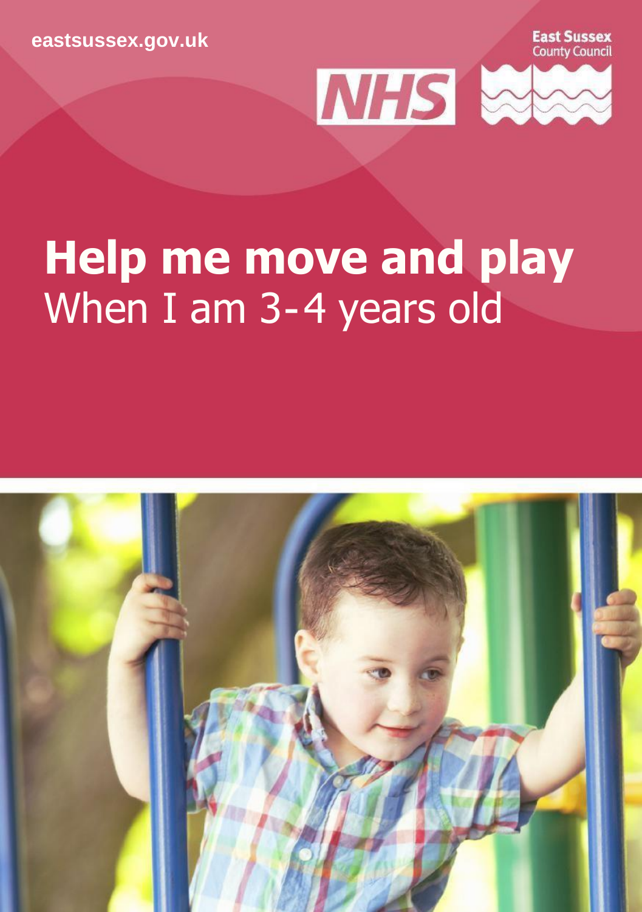eastsussex.gov.uk

East Sussex County Council

NHS

# Help me move and play

When I am 3-4 years old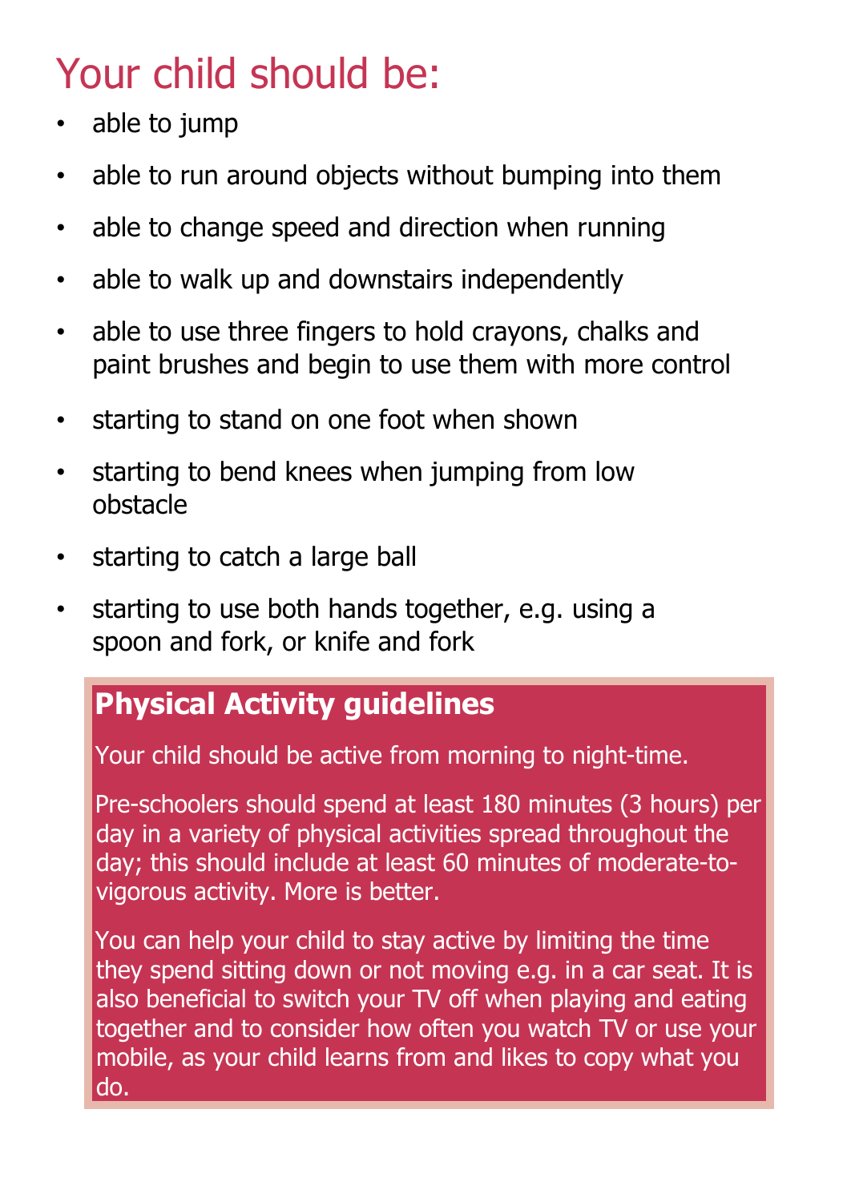# Your child should be:

- able to jump
- able to run around objects without bumping into them
- able to change speed and direction when running
- able to walk up and downstairs independently
- able to use three fingers to hold crayons, chalks and paint brushes and begin to use them with more control
- starting to stand on one foot when shown
- starting to bend knees when jumping from low obstacle
- starting to catch a large ball
- starting to use both hands together, e.g. using a spoon and fork, or knife and fork

## Physical Activity guidelines

Your child should be active from morning to night-time.

Pre-schoolers should spend at least 180 minutes (3 hours) per day in a variety of physical activities spread throughout the day; this should include at least 60 minutes of moderate-to-vigorous activity. More is better.

You can help your child to stay active by limiting the time they spend sitting down or not moving e.g. in a car seat. It is also beneficial to switch your TV off when playing and eating together and to consider how often you watch TV or use your mobile, as your child learns from and likes to copy what you do.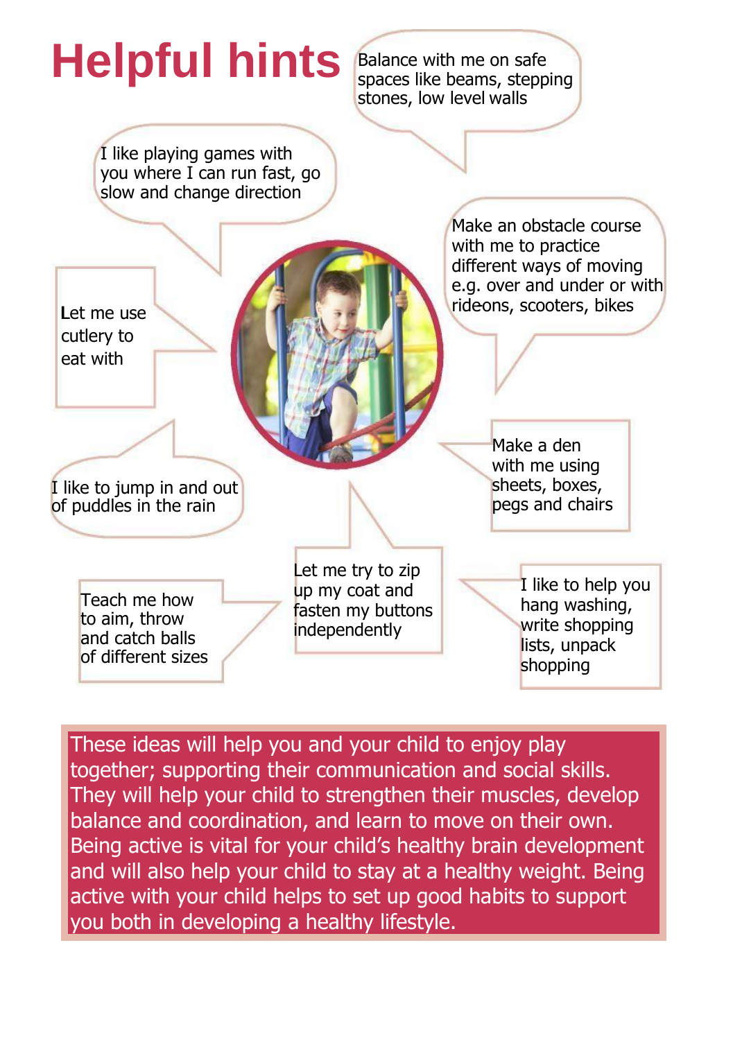# Helpful hints

Balance with me on safe spaces like beams, stepping stones, low level walls

I like playing games with you where I can run fast, go slow and change direction

Make an obstacle course with me to practice different ways of moving e.g. over and under or with ride-ons, scooters, bikes

Let me use cutlery to eat with

Make a den with me using sheets, boxes, pegs and chairs

I like to jump in and out of puddles in the rain

Let me try to zip up my coat and fasten my buttons independently

Teach me how to aim, throw and catch balls of different sizes

I like to help you hang washing, write shopping lists, unpack shopping

These ideas will help you and your child to enjoy play together; supporting their communication and social skills. They will help your child to strengthen their muscles, develop balance and coordination, and learn to move on their own. Being active is vital for your child's healthy brain development and will also help your child to stay at a healthy weight. Being active with your child helps to set up good habits to support you both in developing a healthy lifestyle.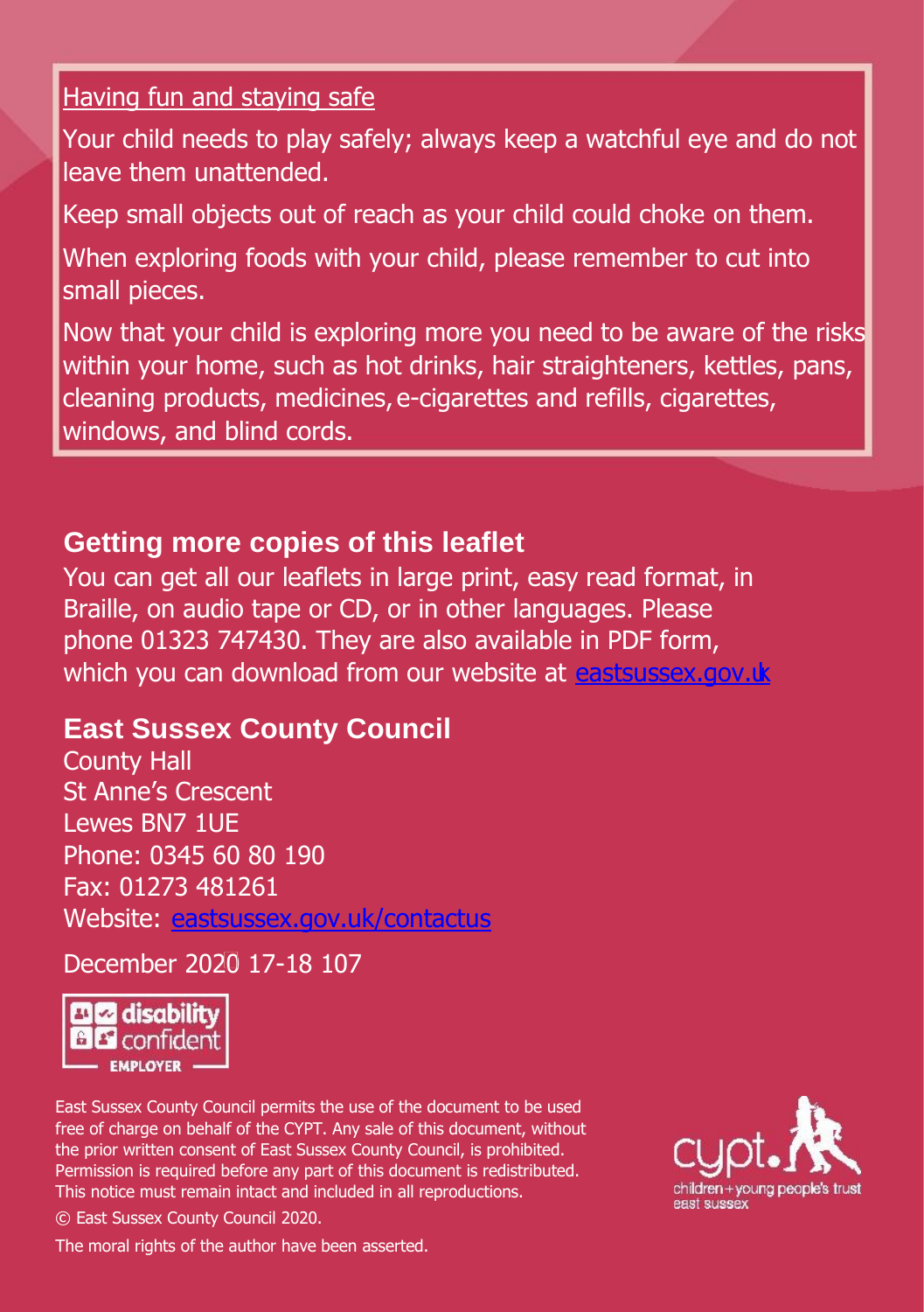Having fun and staying safe

Your child needs to play safely; always keep a watchful eye and do not leave them unattended.

Keep small objects out of reach as your child could choke on them.

When exploring foods with your child, please remember to cut into small pieces.

Now that your child is exploring more you need to be aware of the risks within your home, such as hot drinks, hair straighteners, kettles, pans, cleaning products, medicines, e-cigarettes and refills, cigarettes, windows, and blind cords.

## Getting more copies of this leaflet

You can get all our leaflets in large print, easy read format, in Braille, on audio tape or CD, or in other languages. Please phone 01323 747430. They are also available in PDF form, which you can download from our website at eastsussex.gov.uk

## East Sussex County Council

County Hall
St Anne's Crescent
Lewes BN7 1UE
Phone: 0345 60 80 190
Fax: 01273 481261
Website: eastsussex.gov.uk/contactus

December 2020 17-18 107

disability confident EMPLOYER

East Sussex County Council permits the use of the document to be used free of charge on behalf of the CYPT. Any sale of this document, without the prior written consent of East Sussex County Council, is prohibited. Permission is required before any part of this document is redistributed. This notice must remain intact and included in all reproductions.

© East Sussex County Council 2020.

The moral rights of the author have been asserted.

cypt. children+young people's trust east sussex